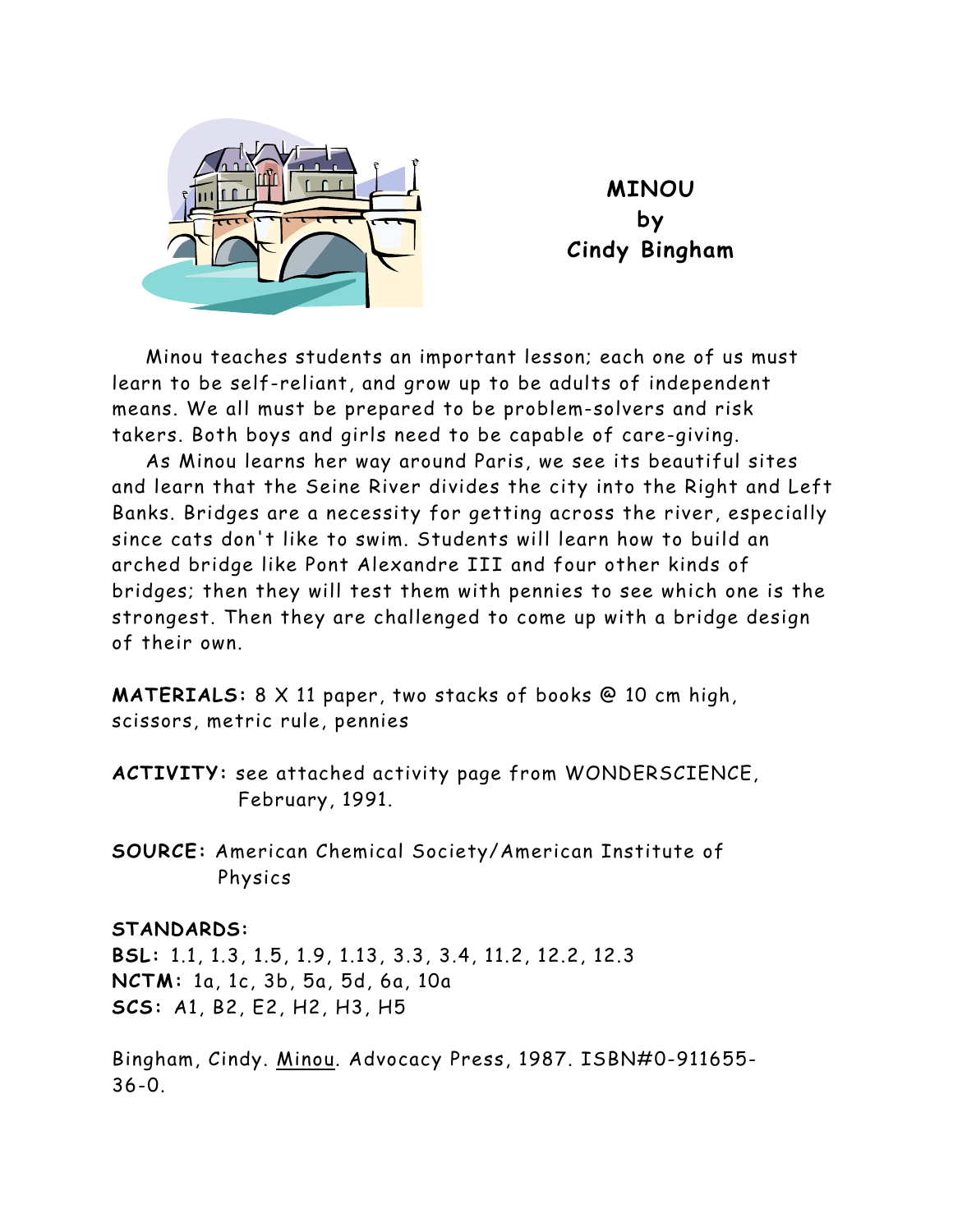# MINOU
## by
## Cindy Bingham

Minou teaches students an important lesson; each one of us must learn to be self-reliant, and grow up to be adults of independent means. We all must be prepared to be problem-solvers and risk takers. Both boys and girls need to be capable of care-giving.

As Minou learns her way around Paris, we see its beautiful sites and learn that the Seine River divides the city into the Right and Left Banks. Bridges are a necessity for getting across the river, especially since cats don't like to swim. Students will learn how to build an arched bridge like Pont Alexandre III and four other kinds of bridges; then they will test them with pennies to see which one is the strongest. Then they are challenged to come up with a bridge design of their own.

**MATERIALS:** 8 X 11 paper, two stacks of books @ 10 cm high, scissors, metric rule, pennies

**ACTIVITY:** see attached activity page from WONDERSCIENCE, February, 1991.

**SOURCE:** American Chemical Society/American Institute of Physics

**STANDARDS:**
**BSL:** 1.1, 1.3, 1.5, 1.9, 1.13, 3.3, 3.4, 11.2, 12.2, 12.3
**NCTM:** 1a, 1c, 3b, 5a, 5d, 6a, 10a
**SCS:** A1, B2, E2, H2, H3, H5

Bingham, Cindy. Minou. Advocacy Press, 1987. ISBN#0-911655-36-0.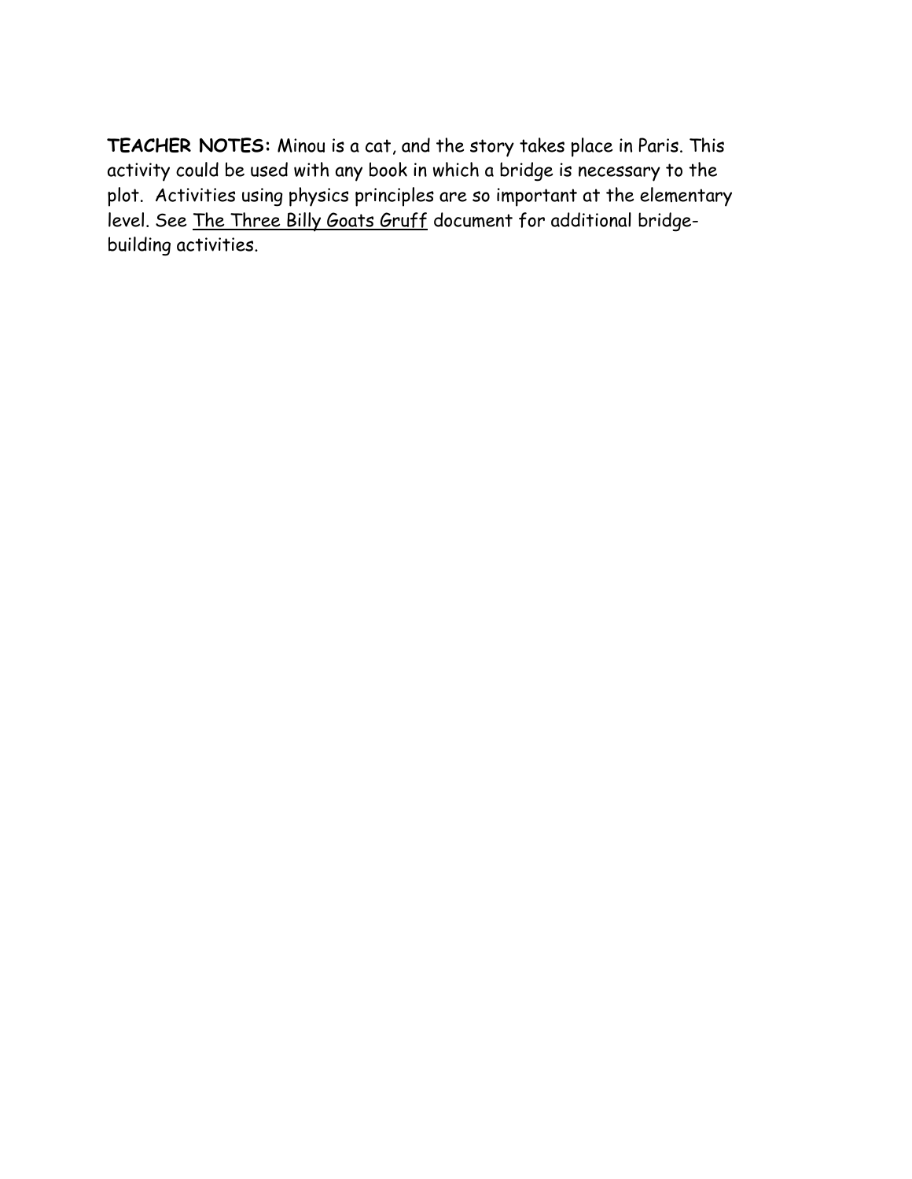**TEACHER NOTES:** Minou is a cat, and the story takes place in Paris. This activity could be used with any book in which a bridge is necessary to the plot. Activities using physics principles are so important at the elementary level. See The Three Billy Goats Gruff document for additional bridge-building activities.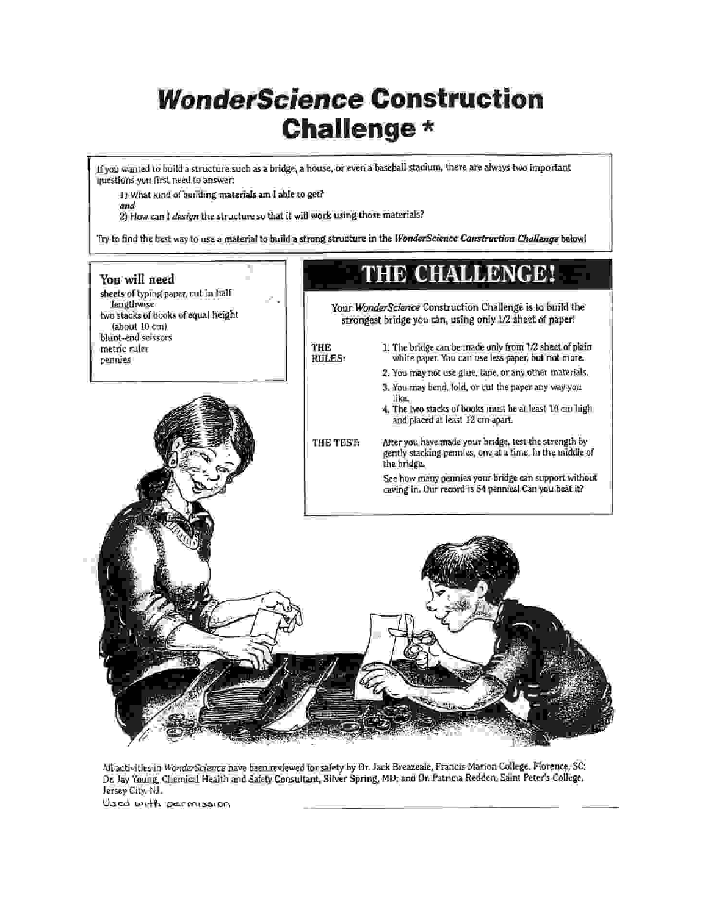# *WonderScience* Construction Challenge *

If you wanted to build a structure such as a bridge, a house, or even a baseball stadium, there are always two important questions you first need to answer:

1) What kind of building materials am I able to get?
*and*
2) How can I *design* the structure so that it will work using those materials?

Try to find the best way to use a material to build a strong structure in the *WonderScience Construction Challenge* below!

## You will need

sheets of typing paper, cut in half lengthwise
two stacks of books of equal height (about 10 cm)
blunt-end scissors
metric ruler
pennies

## THE CHALLENGE!

Your *WonderScience* Construction Challenge is to build the strongest bridge you can, using only 1/2 sheet of paper!

**THE RULES:**

1. The bridge can be made only from 1/2 sheet of plain white paper. You can use less paper, but not more.
2. You may not use glue, tape, or any other materials.
3. You may bend, fold, or cut the paper any way you like.
4. The two stacks of books must be at least 10 cm high and placed at least 12 cm apart.

**THE TEST:** After you have made your bridge, test the strength by gently stacking pennies, one at a time, in the middle of the bridge.

See how many pennies your bridge can support without caving in. Our record is 54 pennies! Can you beat it?

All activities in *WonderScience* have been reviewed for safety by Dr. Jack Breazeale, Francis Marion College, Florence, SC; Dr. Jay Young, Chemical Health and Safety Consultant, Silver Spring, MD; and Dr. Patricia Redden, Saint Peter's College, Jersey City, NJ.

Used with permission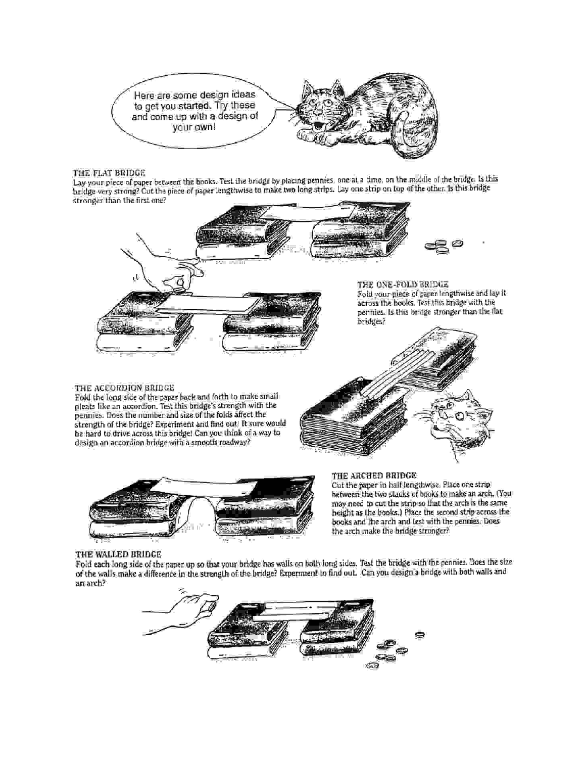Here are some design ideas to get you started. Try these and come up with a design of your own!

### THE FLAT BRIDGE

Lay your piece of paper between the books. Test the bridge by placing pennies, one at a time, on the middle of the bridge. Is this bridge very strong? Cut the piece of paper lengthwise to make two long strips. Lay one strip on top of the other. Is this bridge stronger than the first one?

### THE ONE-FOLD BRIDGE

Fold your piece of paper lengthwise and lay it across the books. Test this bridge with the pennies. Is this bridge stronger than the flat bridges?

### THE ACCORDION BRIDGE

Fold the long side of the paper back and forth to make small pleats like an accordion. Test this bridge's strength with the pennies. Does the number and size of the folds affect the strength of the bridge? Experiment and find out! It sure would be hard to drive across this bridge! Can you think of a way to design an accordion bridge with a smooth roadway?

### THE ARCHED BRIDGE

Cut the paper in half lengthwise. Place one strip between the two stacks of books to make an arch. (You may need to cut the strip so that the arch is the same height as the books.) Place the second strip across the books and the arch and test with the pennies. Does the arch make the bridge stronger?

### THE WALLED BRIDGE

Fold each long side of the paper up so that your bridge has walls on both long sides. Test the bridge with the pennies. Does the size of the walls make a difference in the strength of the bridge? Experiment to find out. Can you design a bridge with both walls and an arch?